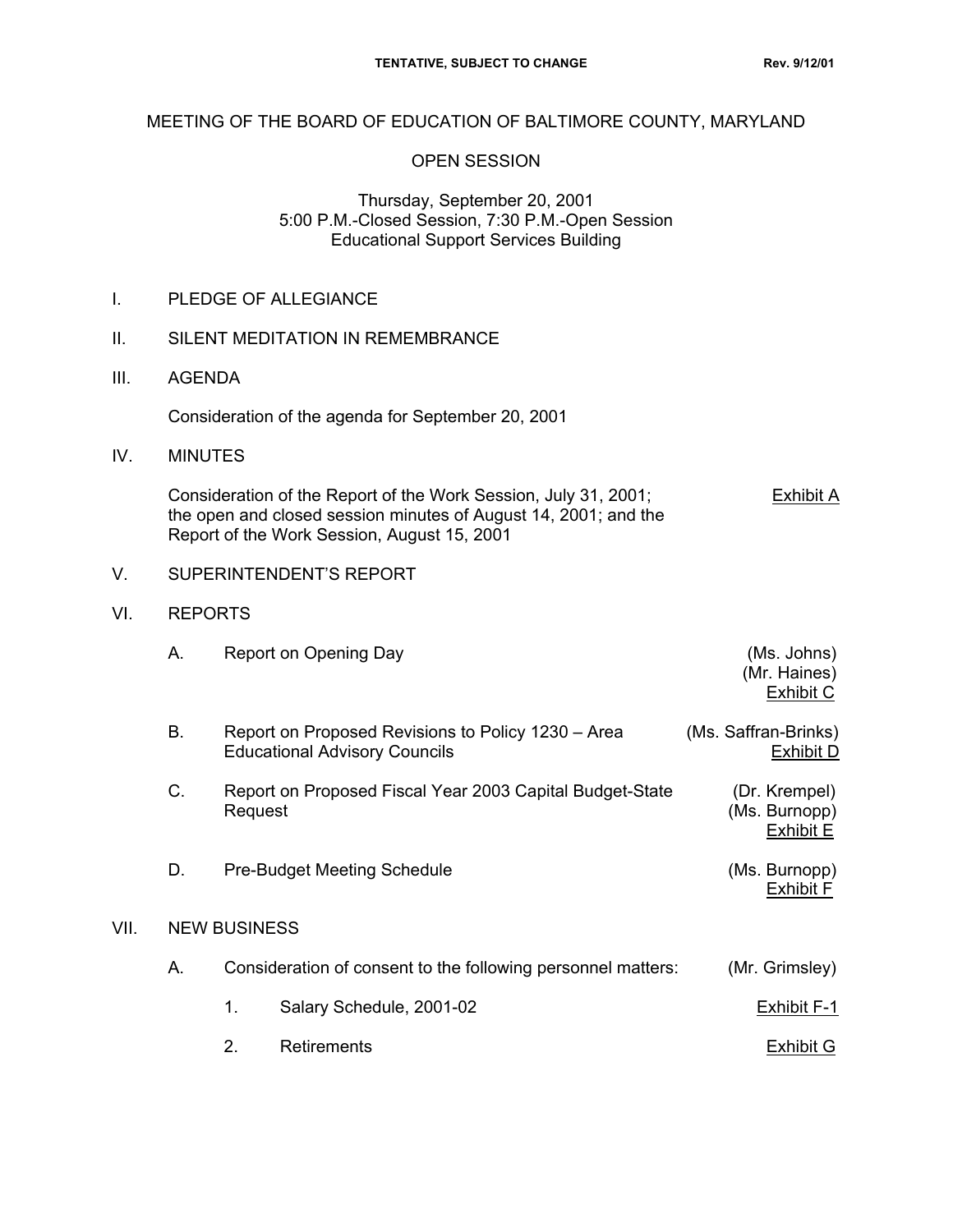**TENTATIVE, SUBJECT TO CHANGE** **Rev. 9/12/01**

# MEETING OF THE BOARD OF EDUCATION OF BALTIMORE COUNTY, MARYLAND

## OPEN SESSION

Thursday, September 20, 2001
5:00 P.M.-Closed Session, 7:30 P.M.-Open Session
Educational Support Services Building

I. PLEDGE OF ALLEGIANCE

II. SILENT MEDITATION IN REMEMBRANCE

III. AGENDA

Consideration of the agenda for September 20, 2001

IV. MINUTES

Consideration of the Report of the Work Session, July 31, 2001; the open and closed session minutes of August 14, 2001; and the Report of the Work Session, August 15, 2001 — Exhibit A

V. SUPERINTENDENT'S REPORT

VI. REPORTS

A. Report on Opening Day — (Ms. Johns) (Mr. Haines) Exhibit C

B. Report on Proposed Revisions to Policy 1230 – Area Educational Advisory Councils — (Ms. Saffran-Brinks) Exhibit D

C. Report on Proposed Fiscal Year 2003 Capital Budget-State Request — (Dr. Krempel) (Ms. Burnopp) Exhibit E

D. Pre-Budget Meeting Schedule — (Ms. Burnopp) Exhibit F

VII. NEW BUSINESS

A. Consideration of consent to the following personnel matters: — (Mr. Grimsley)

1. Salary Schedule, 2001-02 — Exhibit F-1

2. Retirements — Exhibit G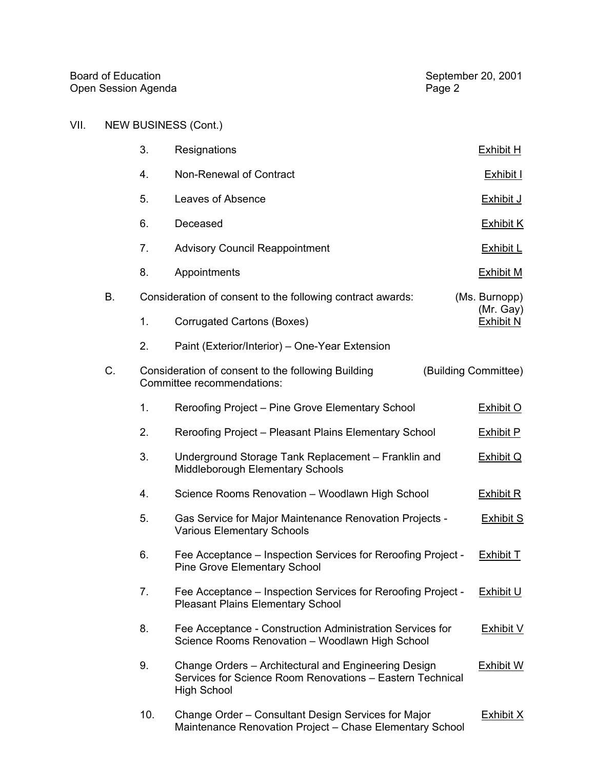VII. NEW BUSINESS (Cont.)

3. Resignations — Exhibit H

4. Non-Renewal of Contract — Exhibit I

5. Leaves of Absence — Exhibit J

6. Deceased — Exhibit K

7. Advisory Council Reappointment — Exhibit L

8. Appointments — Exhibit M

B. Consideration of consent to the following contract awards: (Ms. Burnopp) (Mr. Gay)

1. Corrugated Cartons (Boxes) — Exhibit N

2. Paint (Exterior/Interior) – One-Year Extension

C. Consideration of consent to the following Building Committee recommendations: (Building Committee)

1. Reroofing Project – Pine Grove Elementary School — Exhibit O

2. Reroofing Project – Pleasant Plains Elementary School — Exhibit P

3. Underground Storage Tank Replacement – Franklin and Middleborough Elementary Schools — Exhibit Q

4. Science Rooms Renovation – Woodlawn High School — Exhibit R

5. Gas Service for Major Maintenance Renovation Projects - Various Elementary Schools — Exhibit S

6. Fee Acceptance – Inspection Services for Reroofing Project - Pine Grove Elementary School — Exhibit T

7. Fee Acceptance – Inspection Services for Reroofing Project - Pleasant Plains Elementary School — Exhibit U

8. Fee Acceptance - Construction Administration Services for Science Rooms Renovation – Woodlawn High School — Exhibit V

9. Change Orders – Architectural and Engineering Design Services for Science Room Renovations – Eastern Technical High School — Exhibit W

10. Change Order – Consultant Design Services for Major Maintenance Renovation Project – Chase Elementary School — Exhibit X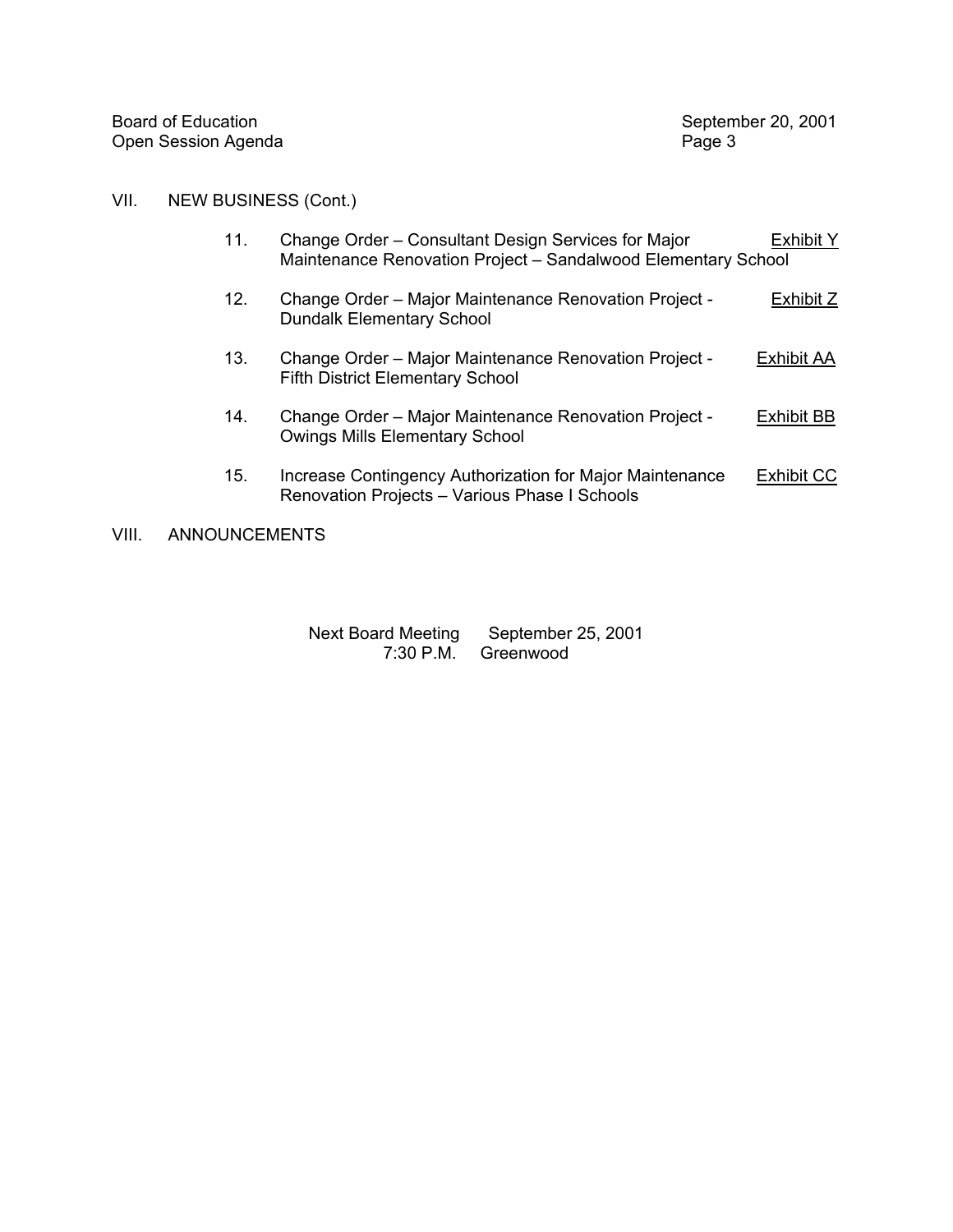## VII. NEW BUSINESS (Cont.)

11. Change Order – Consultant Design Services for Major Maintenance Renovation Project – Sandalwood Elementary School — Exhibit Y

12. Change Order – Major Maintenance Renovation Project - Dundalk Elementary School — Exhibit Z

13. Change Order – Major Maintenance Renovation Project - Fifth District Elementary School — Exhibit AA

14. Change Order – Major Maintenance Renovation Project - Owings Mills Elementary School — Exhibit BB

15. Increase Contingency Authorization for Major Maintenance Renovation Projects – Various Phase I Schools — Exhibit CC

## VIII. ANNOUNCEMENTS

Next Board Meeting September 25, 2001
7:30 P.M. Greenwood